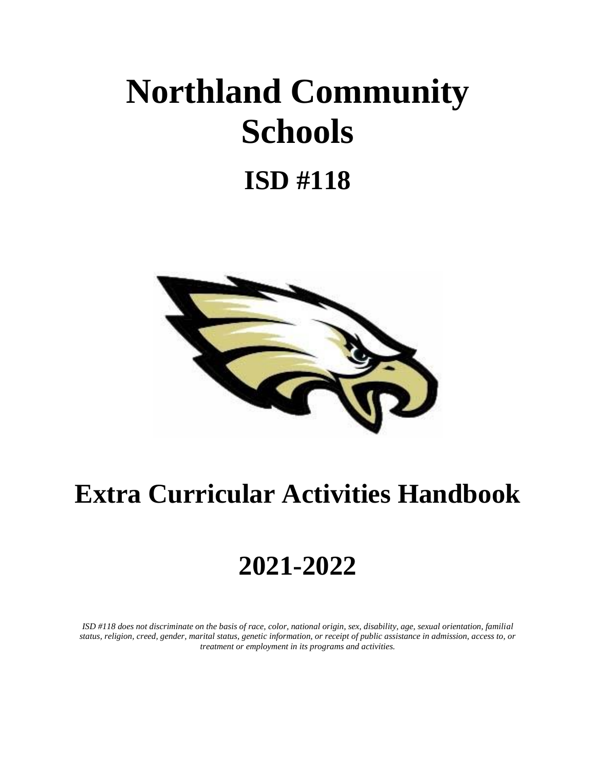# Northland Community Schools

## ISD #118

# Extra Curricular Activities Handbook

# 2021-2022

*ISD #118 does not discriminate on the basis of race, color, national origin, sex, disability, age, sexual orientation, familial status, religion, creed, gender, marital status, genetic information, or receipt of public assistance in admission, access to, or treatment or employment in its programs and activities.*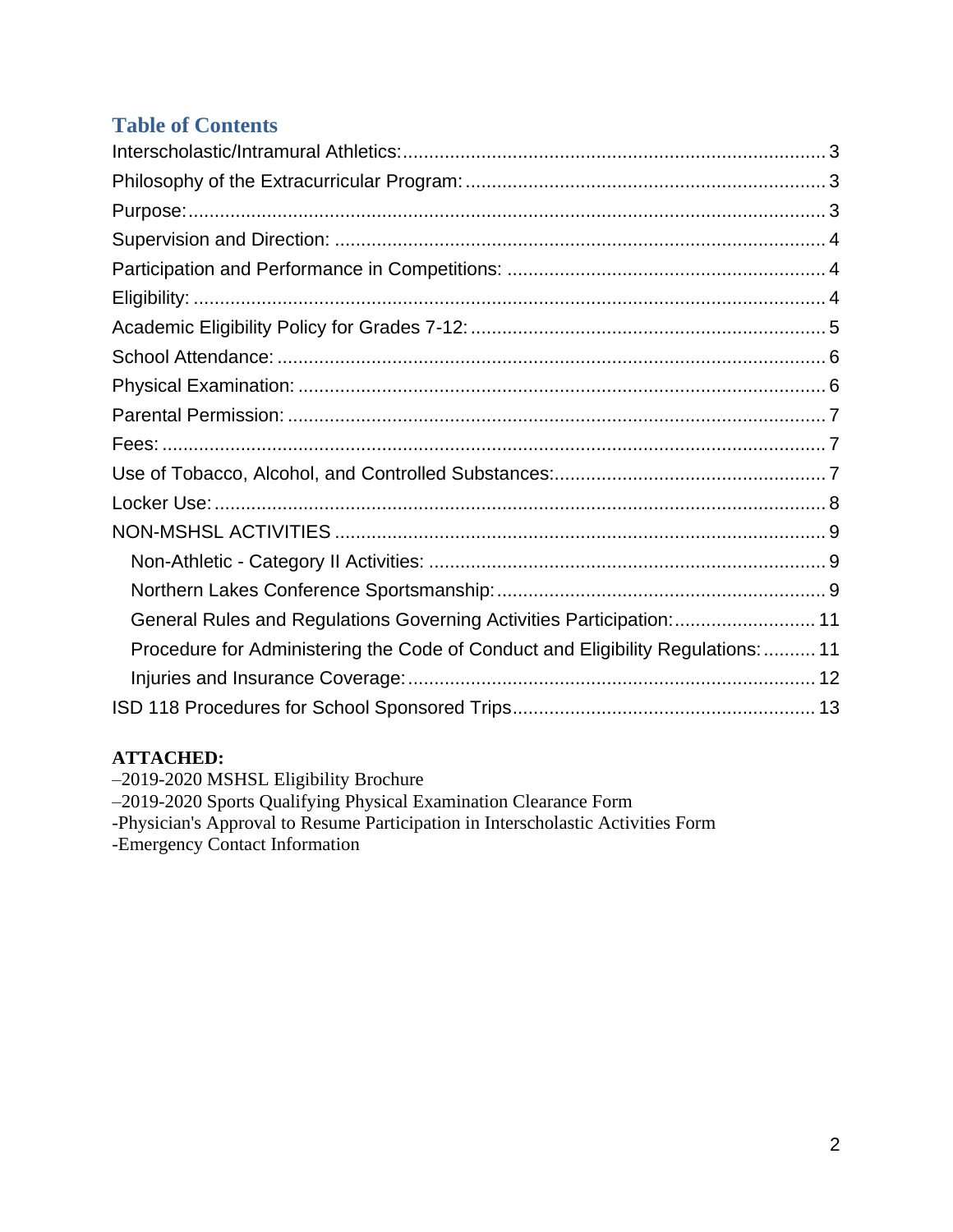## Table of Contents

- Interscholastic/Intramural Athletics: 3
- Philosophy of the Extracurricular Program: 3
- Purpose: 3
- Supervision and Direction: 4
- Participation and Performance in Competitions: 4
- Eligibility: 4
- Academic Eligibility Policy for Grades 7-12: 5
- School Attendance: 6
- Physical Examination: 6
- Parental Permission: 7
- Fees: 7
- Use of Tobacco, Alcohol, and Controlled Substances: 7
- Locker Use: 8
- NON-MSHSL ACTIVITIES 9
  - Non-Athletic - Category II Activities: 9
  - Northern Lakes Conference Sportsmanship: 9
  - General Rules and Regulations Governing Activities Participation: 11
  - Procedure for Administering the Code of Conduct and Eligibility Regulations: 11
  - Injuries and Insurance Coverage: 12
- ISD 118 Procedures for School Sponsored Trips 13

**ATTACHED:**

–2019-2020 MSHSL Eligibility Brochure
–2019-2020 Sports Qualifying Physical Examination Clearance Form
-Physician's Approval to Resume Participation in Interscholastic Activities Form
-Emergency Contact Information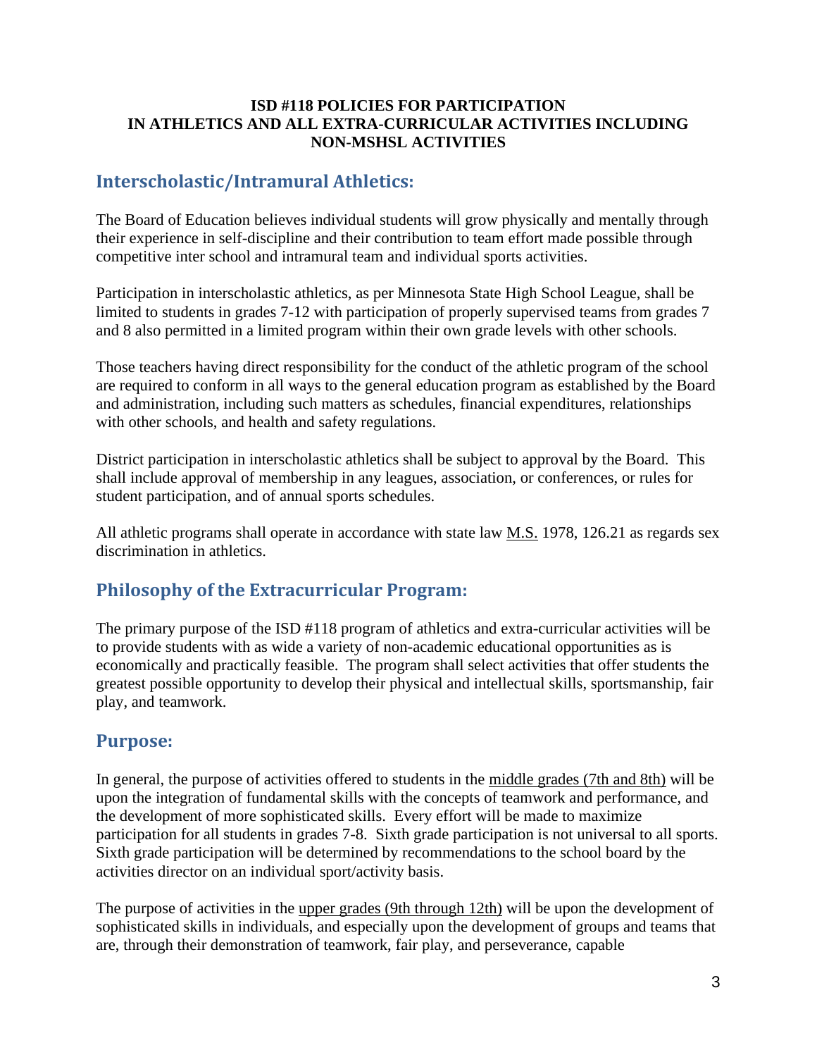**ISD #118 POLICIES FOR PARTICIPATION IN ATHLETICS AND ALL EXTRA-CURRICULAR ACTIVITIES INCLUDING NON-MSHSL ACTIVITIES**

## Interscholastic/Intramural Athletics:

The Board of Education believes individual students will grow physically and mentally through their experience in self-discipline and their contribution to team effort made possible through competitive inter school and intramural team and individual sports activities.

Participation in interscholastic athletics, as per Minnesota State High School League, shall be limited to students in grades 7-12 with participation of properly supervised teams from grades 7 and 8 also permitted in a limited program within their own grade levels with other schools.

Those teachers having direct responsibility for the conduct of the athletic program of the school are required to conform in all ways to the general education program as established by the Board and administration, including such matters as schedules, financial expenditures, relationships with other schools, and health and safety regulations.

District participation in interscholastic athletics shall be subject to approval by the Board. This shall include approval of membership in any leagues, association, or conferences, or rules for student participation, and of annual sports schedules.

All athletic programs shall operate in accordance with state law M.S. 1978, 126.21 as regards sex discrimination in athletics.

## Philosophy of the Extracurricular Program:

The primary purpose of the ISD #118 program of athletics and extra-curricular activities will be to provide students with as wide a variety of non-academic educational opportunities as is economically and practically feasible. The program shall select activities that offer students the greatest possible opportunity to develop their physical and intellectual skills, sportsmanship, fair play, and teamwork.

## Purpose:

In general, the purpose of activities offered to students in the middle grades (7th and 8th) will be upon the integration of fundamental skills with the concepts of teamwork and performance, and the development of more sophisticated skills. Every effort will be made to maximize participation for all students in grades 7-8. Sixth grade participation is not universal to all sports. Sixth grade participation will be determined by recommendations to the school board by the activities director on an individual sport/activity basis.

The purpose of activities in the upper grades (9th through 12th) will be upon the development of sophisticated skills in individuals, and especially upon the development of groups and teams that are, through their demonstration of teamwork, fair play, and perseverance, capable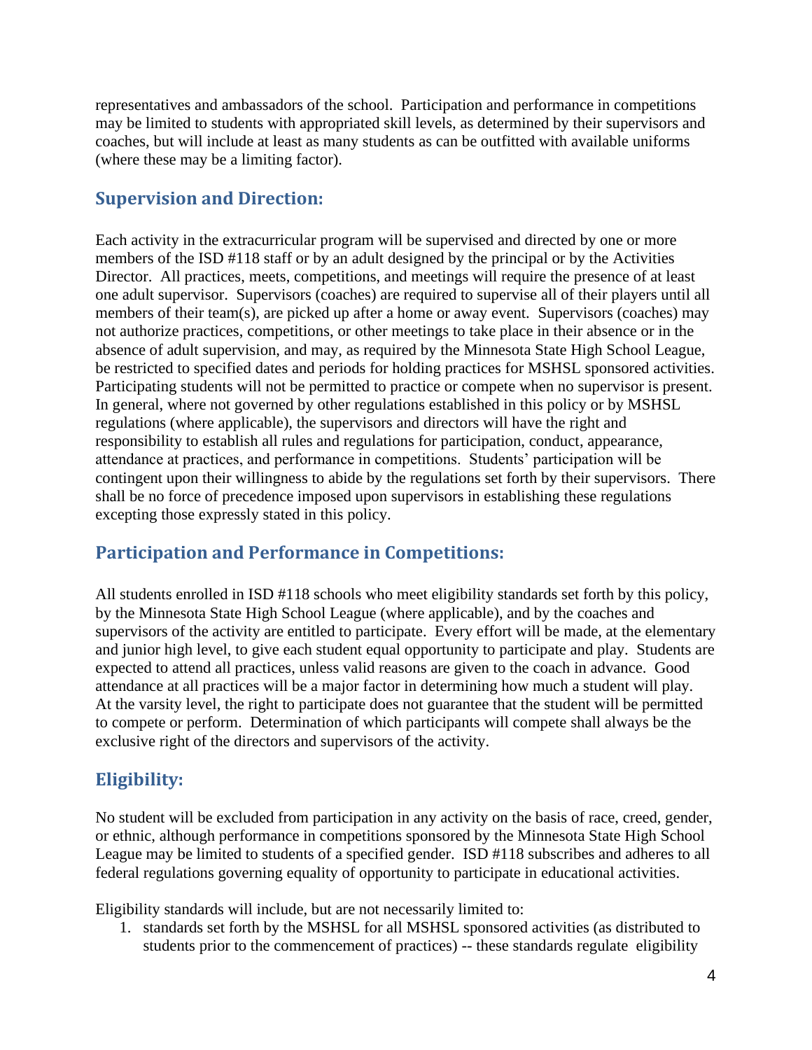representatives and ambassadors of the school. Participation and performance in competitions may be limited to students with appropriated skill levels, as determined by their supervisors and coaches, but will include at least as many students as can be outfitted with available uniforms (where these may be a limiting factor).

## Supervision and Direction:

Each activity in the extracurricular program will be supervised and directed by one or more members of the ISD #118 staff or by an adult designed by the principal or by the Activities Director. All practices, meets, competitions, and meetings will require the presence of at least one adult supervisor. Supervisors (coaches) are required to supervise all of their players until all members of their team(s), are picked up after a home or away event. Supervisors (coaches) may not authorize practices, competitions, or other meetings to take place in their absence or in the absence of adult supervision, and may, as required by the Minnesota State High School League, be restricted to specified dates and periods for holding practices for MSHSL sponsored activities. Participating students will not be permitted to practice or compete when no supervisor is present. In general, where not governed by other regulations established in this policy or by MSHSL regulations (where applicable), the supervisors and directors will have the right and responsibility to establish all rules and regulations for participation, conduct, appearance, attendance at practices, and performance in competitions. Students' participation will be contingent upon their willingness to abide by the regulations set forth by their supervisors. There shall be no force of precedence imposed upon supervisors in establishing these regulations excepting those expressly stated in this policy.

## Participation and Performance in Competitions:

All students enrolled in ISD #118 schools who meet eligibility standards set forth by this policy, by the Minnesota State High School League (where applicable), and by the coaches and supervisors of the activity are entitled to participate. Every effort will be made, at the elementary and junior high level, to give each student equal opportunity to participate and play. Students are expected to attend all practices, unless valid reasons are given to the coach in advance. Good attendance at all practices will be a major factor in determining how much a student will play. At the varsity level, the right to participate does not guarantee that the student will be permitted to compete or perform. Determination of which participants will compete shall always be the exclusive right of the directors and supervisors of the activity.

## Eligibility:

No student will be excluded from participation in any activity on the basis of race, creed, gender, or ethnic, although performance in competitions sponsored by the Minnesota State High School League may be limited to students of a specified gender. ISD #118 subscribes and adheres to all federal regulations governing equality of opportunity to participate in educational activities.

Eligibility standards will include, but are not necessarily limited to:

1. standards set forth by the MSHSL for all MSHSL sponsored activities (as distributed to students prior to the commencement of practices) -- these standards regulate eligibility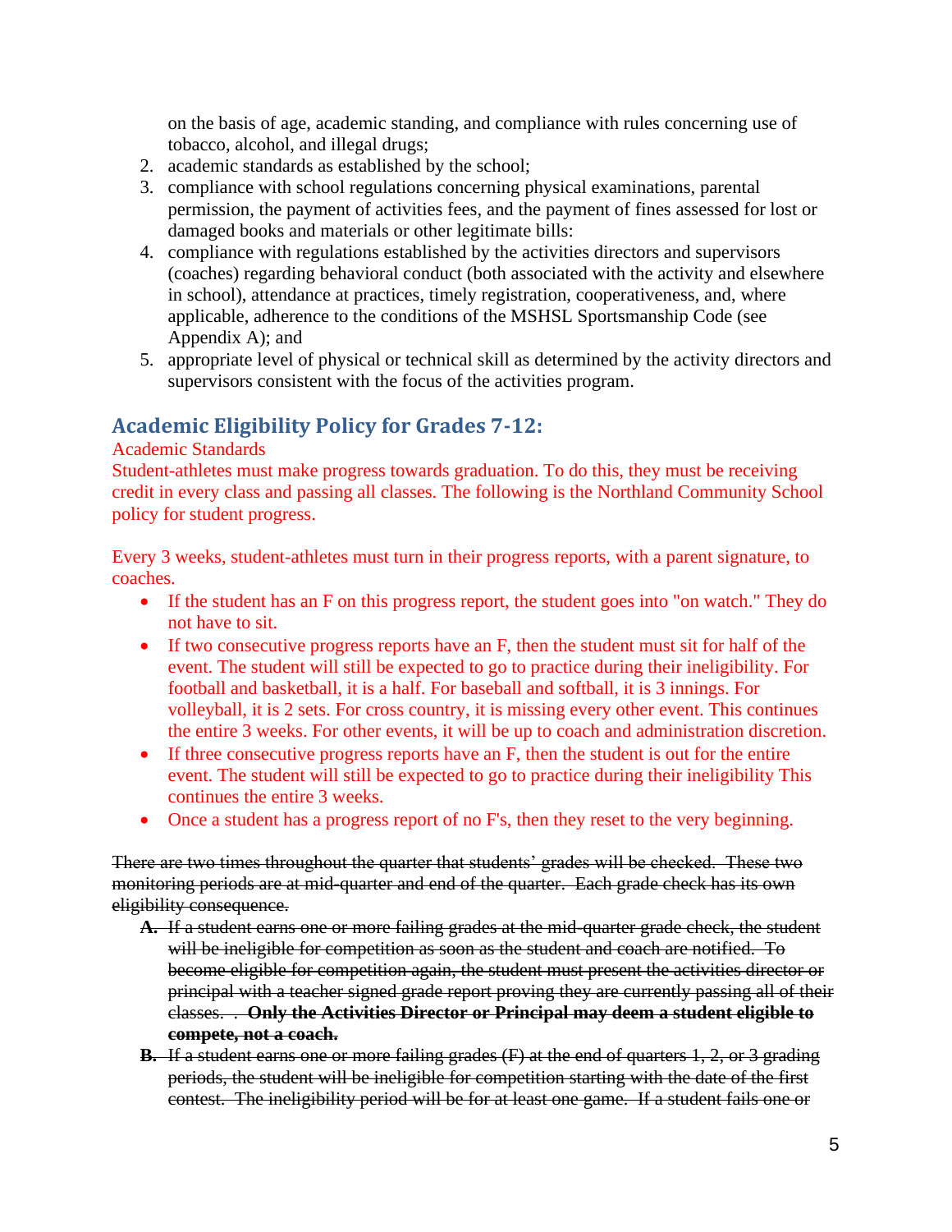on the basis of age, academic standing, and compliance with rules concerning use of tobacco, alcohol, and illegal drugs;

2. academic standards as established by the school;
3. compliance with school regulations concerning physical examinations, parental permission, the payment of activities fees, and the payment of fines assessed for lost or damaged books and materials or other legitimate bills:
4. compliance with regulations established by the activities directors and supervisors (coaches) regarding behavioral conduct (both associated with the activity and elsewhere in school), attendance at practices, timely registration, cooperativeness, and, where applicable, adherence to the conditions of the MSHSL Sportsmanship Code (see Appendix A); and
5. appropriate level of physical or technical skill as determined by the activity directors and supervisors consistent with the focus of the activities program.

## Academic Eligibility Policy for Grades 7-12:

Academic Standards

Student-athletes must make progress towards graduation. To do this, they must be receiving credit in every class and passing all classes. The following is the Northland Community School policy for student progress.

Every 3 weeks, student-athletes must turn in their progress reports, with a parent signature, to coaches.

- If the student has an F on this progress report, the student goes into "on watch." They do not have to sit.
- If two consecutive progress reports have an F, then the student must sit for half of the event. The student will still be expected to go to practice during their ineligibility. For football and basketball, it is a half. For baseball and softball, it is 3 innings. For volleyball, it is 2 sets. For cross country, it is missing every other event. This continues the entire 3 weeks. For other events, it will be up to coach and administration discretion.
- If three consecutive progress reports have an F, then the student is out for the entire event. The student will still be expected to go to practice during their ineligibility This continues the entire 3 weeks.
- Once a student has a progress report of no F's, then they reset to the very beginning.

~~There are two times throughout the quarter that students' grades will be checked. These two monitoring periods are at mid-quarter and end of the quarter. Each grade check has its own eligibility consequence.~~

~~**A.** If a student earns one or more failing grades at the mid-quarter grade check, the student will be ineligible for competition as soon as the student and coach are notified. To become eligible for competition again, the student must present the activities director or principal with a teacher signed grade report proving they are currently passing all of their classes. . **Only the Activities Director or Principal may deem a student eligible to compete, not a coach.**~~

~~**B.** If a student earns one or more failing grades (F) at the end of quarters 1, 2, or 3 grading periods, the student will be ineligible for competition starting with the date of the first contest. The ineligibility period will be for at least one game. If a student fails one or~~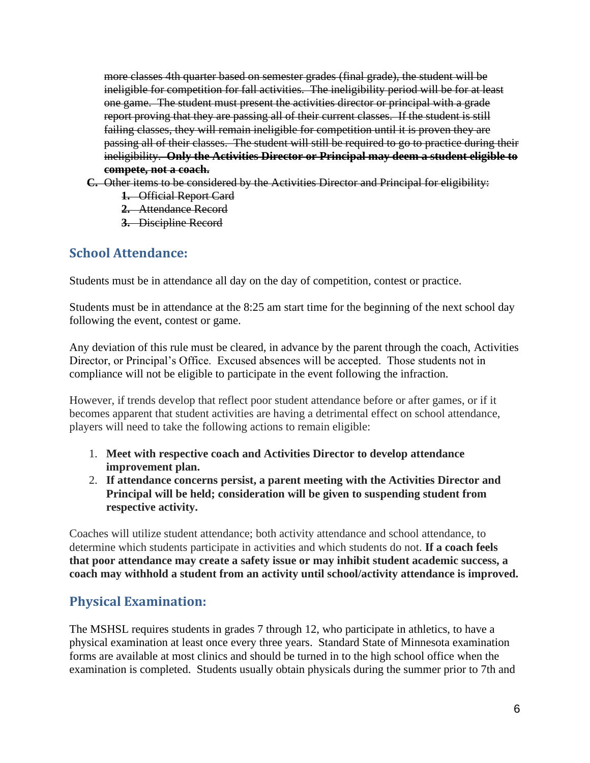~~more classes 4th quarter based on semester grades (final grade), the student will be ineligible for competition for fall activities. The ineligibility period will be for at least one game. The student must present the activities director or principal with a grade report proving that they are passing all of their current classes. If the student is still failing classes, they will remain ineligible for competition until it is proven they are passing all of their classes. The student will still be required to go to practice during their ineligibility.~~ ~~**Only the Activities Director or Principal may deem a student eligible to compete, not a coach.**~~

~~**C.** Other items to be considered by the Activities Director and Principal for eligibility:~~

~~**1.** Official Report Card~~
~~**2.** Attendance Record~~
~~**3.** Discipline Record~~

## School Attendance:

Students must be in attendance all day on the day of competition, contest or practice.

Students must be in attendance at the 8:25 am start time for the beginning of the next school day following the event, contest or game.

Any deviation of this rule must be cleared, in advance by the parent through the coach, Activities Director, or Principal's Office. Excused absences will be accepted. Those students not in compliance will not be eligible to participate in the event following the infraction.

However, if trends develop that reflect poor student attendance before or after games, or if it becomes apparent that student activities are having a detrimental effect on school attendance, players will need to take the following actions to remain eligible:

1. **Meet with respective coach and Activities Director to develop attendance improvement plan.**
2. **If attendance concerns persist, a parent meeting with the Activities Director and Principal will be held; consideration will be given to suspending student from respective activity.**

Coaches will utilize student attendance; both activity attendance and school attendance, to determine which students participate in activities and which students do not. **If a coach feels that poor attendance may create a safety issue or may inhibit student academic success, a coach may withhold a student from an activity until school/activity attendance is improved.**

## Physical Examination:

The MSHSL requires students in grades 7 through 12, who participate in athletics, to have a physical examination at least once every three years. Standard State of Minnesota examination forms are available at most clinics and should be turned in to the high school office when the examination is completed. Students usually obtain physicals during the summer prior to 7th and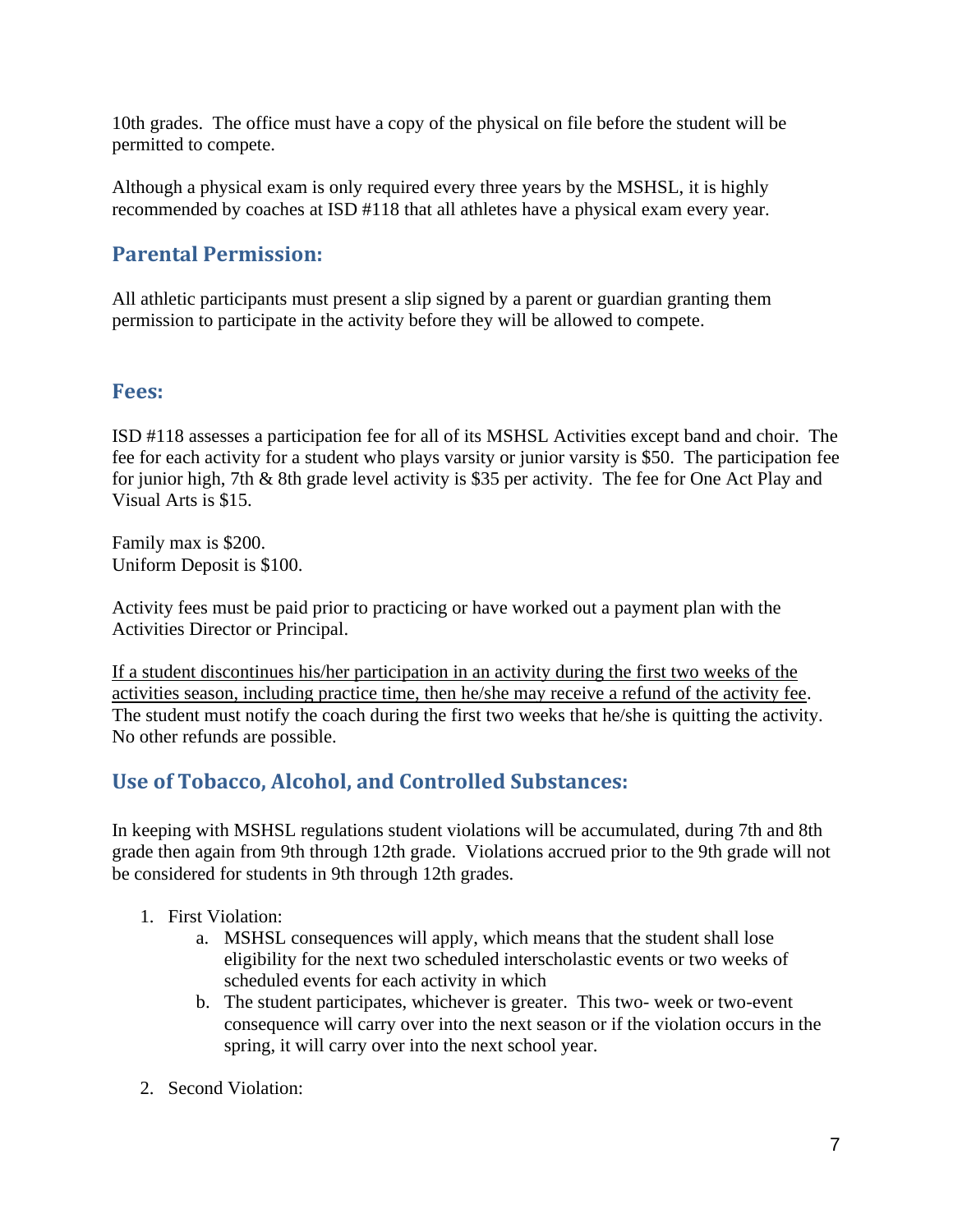10th grades. The office must have a copy of the physical on file before the student will be permitted to compete.

Although a physical exam is only required every three years by the MSHSL, it is highly recommended by coaches at ISD #118 that all athletes have a physical exam every year.

## Parental Permission:

All athletic participants must present a slip signed by a parent or guardian granting them permission to participate in the activity before they will be allowed to compete.

## Fees:

ISD #118 assesses a participation fee for all of its MSHSL Activities except band and choir. The fee for each activity for a student who plays varsity or junior varsity is $50. The participation fee for junior high, 7th & 8th grade level activity is $35 per activity. The fee for One Act Play and Visual Arts is $15.

Family max is $200.
Uniform Deposit is $100.

Activity fees must be paid prior to practicing or have worked out a payment plan with the Activities Director or Principal.

<u>If a student discontinues his/her participation in an activity during the first two weeks of the activities season, including practice time, then he/she may receive a refund of the activity fee</u>. The student must notify the coach during the first two weeks that he/she is quitting the activity. No other refunds are possible.

## Use of Tobacco, Alcohol, and Controlled Substances:

In keeping with MSHSL regulations student violations will be accumulated, during 7th and 8th grade then again from 9th through 12th grade. Violations accrued prior to the 9th grade will not be considered for students in 9th through 12th grades.

1. First Violation:
    a. MSHSL consequences will apply, which means that the student shall lose eligibility for the next two scheduled interscholastic events or two weeks of scheduled events for each activity in which
    b. The student participates, whichever is greater. This two- week or two-event consequence will carry over into the next season or if the violation occurs in the spring, it will carry over into the next school year.

2. Second Violation: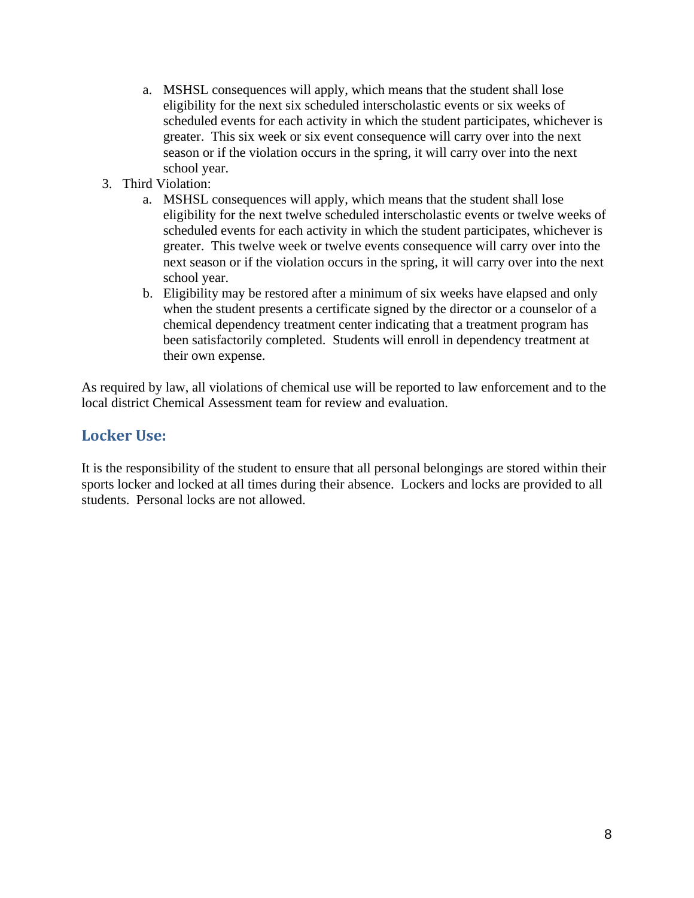a. MSHSL consequences will apply, which means that the student shall lose eligibility for the next six scheduled interscholastic events or six weeks of scheduled events for each activity in which the student participates, whichever is greater. This six week or six event consequence will carry over into the next season or if the violation occurs in the spring, it will carry over into the next school year.

3. Third Violation:
   a. MSHSL consequences will apply, which means that the student shall lose eligibility for the next twelve scheduled interscholastic events or twelve weeks of scheduled events for each activity in which the student participates, whichever is greater. This twelve week or twelve events consequence will carry over into the next season or if the violation occurs in the spring, it will carry over into the next school year.
   b. Eligibility may be restored after a minimum of six weeks have elapsed and only when the student presents a certificate signed by the director or a counselor of a chemical dependency treatment center indicating that a treatment program has been satisfactorily completed. Students will enroll in dependency treatment at their own expense.

As required by law, all violations of chemical use will be reported to law enforcement and to the local district Chemical Assessment team for review and evaluation.

## Locker Use:

It is the responsibility of the student to ensure that all personal belongings are stored within their sports locker and locked at all times during their absence. Lockers and locks are provided to all students. Personal locks are not allowed.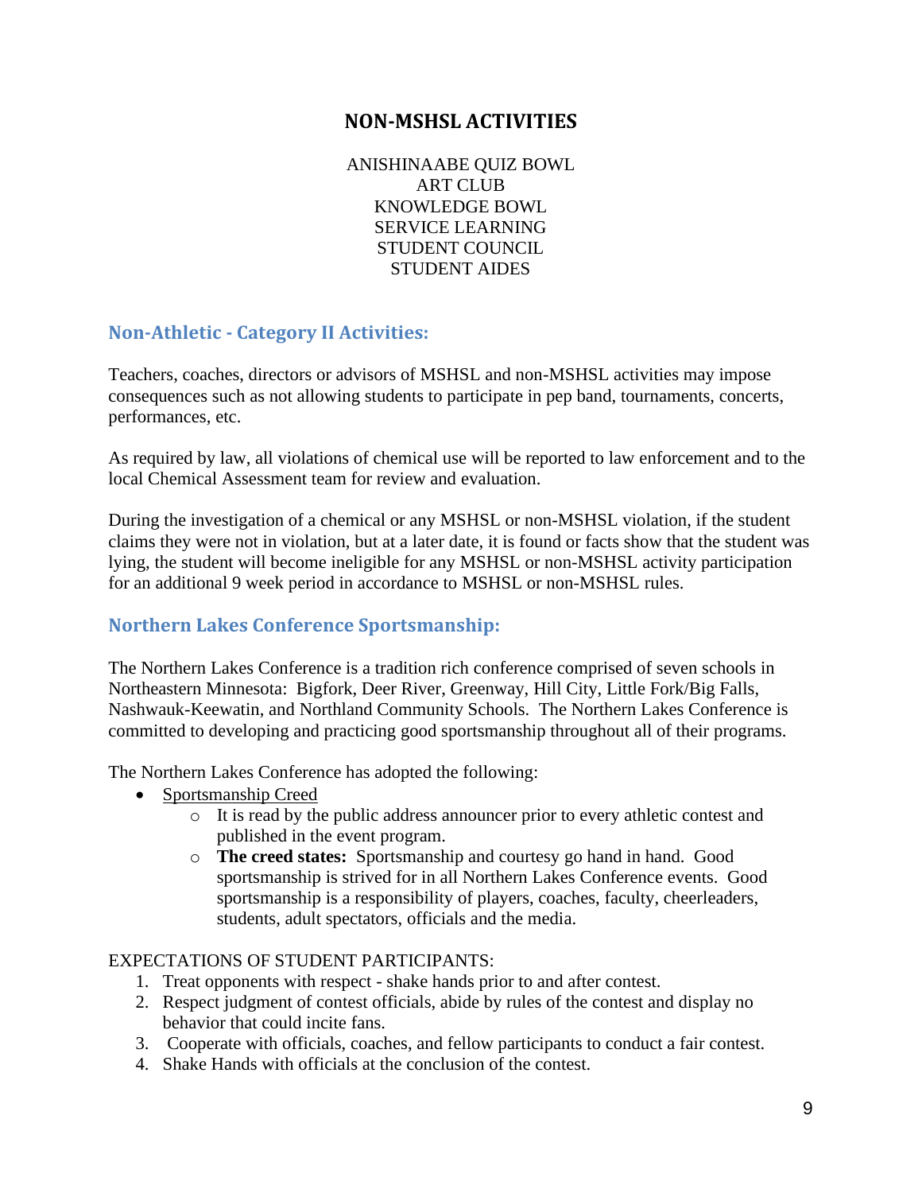## NON-MSHSL ACTIVITIES

ANISHINAABE QUIZ BOWL
ART CLUB
KNOWLEDGE BOWL
SERVICE LEARNING
STUDENT COUNCIL
STUDENT AIDES

### Non-Athletic - Category II Activities:

Teachers, coaches, directors or advisors of MSHSL and non-MSHSL activities may impose consequences such as not allowing students to participate in pep band, tournaments, concerts, performances, etc.

As required by law, all violations of chemical use will be reported to law enforcement and to the local Chemical Assessment team for review and evaluation.

During the investigation of a chemical or any MSHSL or non-MSHSL violation, if the student claims they were not in violation, but at a later date, it is found or facts show that the student was lying, the student will become ineligible for any MSHSL or non-MSHSL activity participation for an additional 9 week period in accordance to MSHSL or non-MSHSL rules.

### Northern Lakes Conference Sportsmanship:

The Northern Lakes Conference is a tradition rich conference comprised of seven schools in Northeastern Minnesota: Bigfork, Deer River, Greenway, Hill City, Little Fork/Big Falls, Nashwauk-Keewatin, and Northland Community Schools. The Northern Lakes Conference is committed to developing and practicing good sportsmanship throughout all of their programs.

The Northern Lakes Conference has adopted the following:

- Sportsmanship Creed
  - It is read by the public address announcer prior to every athletic contest and published in the event program.
  - **The creed states:** Sportsmanship and courtesy go hand in hand. Good sportsmanship is strived for in all Northern Lakes Conference events. Good sportsmanship is a responsibility of players, coaches, faculty, cheerleaders, students, adult spectators, officials and the media.

EXPECTATIONS OF STUDENT PARTICIPANTS:

1. Treat opponents with respect - shake hands prior to and after contest.
2. Respect judgment of contest officials, abide by rules of the contest and display no behavior that could incite fans.
3. Cooperate with officials, coaches, and fellow participants to conduct a fair contest.
4. Shake Hands with officials at the conclusion of the contest.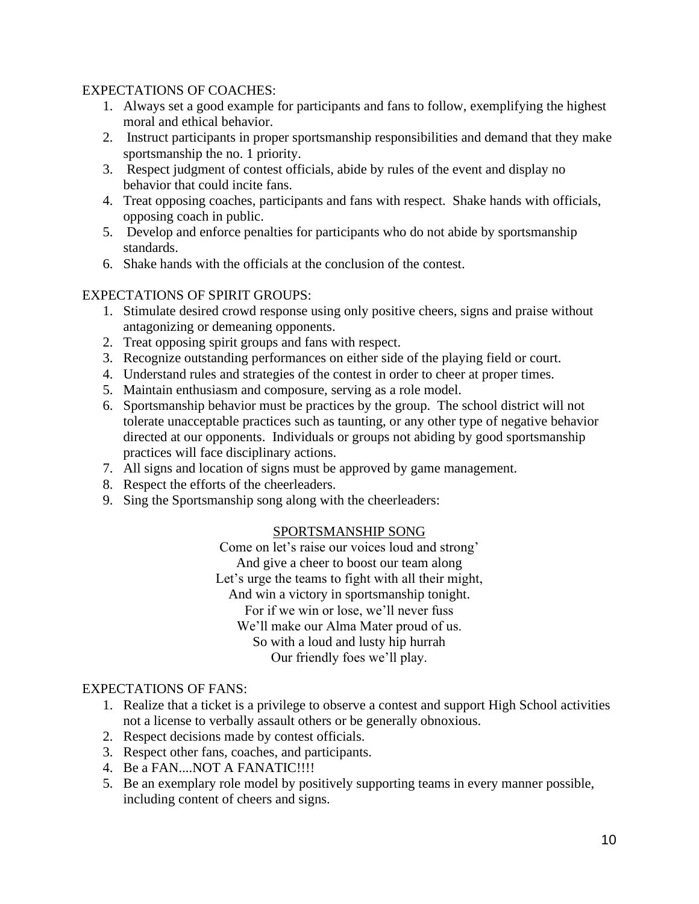EXPECTATIONS OF COACHES:

1. Always set a good example for participants and fans to follow, exemplifying the highest moral and ethical behavior.
2. Instruct participants in proper sportsmanship responsibilities and demand that they make sportsmanship the no. 1 priority.
3. Respect judgment of contest officials, abide by rules of the event and display no behavior that could incite fans.
4. Treat opposing coaches, participants and fans with respect. Shake hands with officials, opposing coach in public.
5. Develop and enforce penalties for participants who do not abide by sportsmanship standards.
6. Shake hands with the officials at the conclusion of the contest.

EXPECTATIONS OF SPIRIT GROUPS:

1. Stimulate desired crowd response using only positive cheers, signs and praise without antagonizing or demeaning opponents.
2. Treat opposing spirit groups and fans with respect.
3. Recognize outstanding performances on either side of the playing field or court.
4. Understand rules and strategies of the contest in order to cheer at proper times.
5. Maintain enthusiasm and composure, serving as a role model.
6. Sportsmanship behavior must be practices by the group. The school district will not tolerate unacceptable practices such as taunting, or any other type of negative behavior directed at our opponents. Individuals or groups not abiding by good sportsmanship practices will face disciplinary actions.
7. All signs and location of signs must be approved by game management.
8. Respect the efforts of the cheerleaders.
9. Sing the Sportsmanship song along with the cheerleaders:

<u>SPORTSMANSHIP SONG</u>

Come on let's raise our voices loud and strong'
And give a cheer to boost our team along
Let's urge the teams to fight with all their might,
And win a victory in sportsmanship tonight.
For if we win or lose, we'll never fuss
We'll make our Alma Mater proud of us.
So with a loud and lusty hip hurrah
Our friendly foes we'll play.

EXPECTATIONS OF FANS:

1. Realize that a ticket is a privilege to observe a contest and support High School activities not a license to verbally assault others or be generally obnoxious.
2. Respect decisions made by contest officials.
3. Respect other fans, coaches, and participants.
4. Be a FAN....NOT A FANATIC!!!!
5. Be an exemplary role model by positively supporting teams in every manner possible, including content of cheers and signs.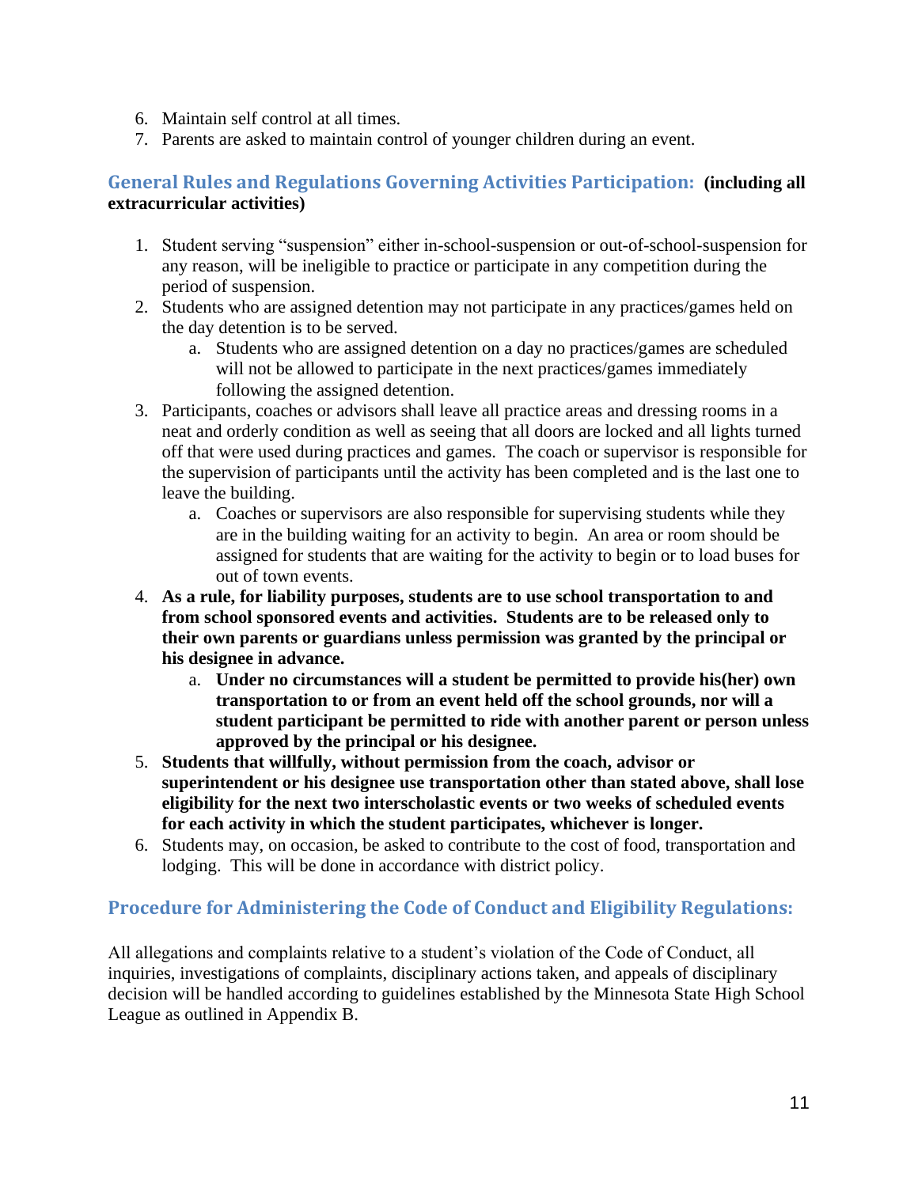6. Maintain self control at all times.
7. Parents are asked to maintain control of younger children during an event.

## General Rules and Regulations Governing Activities Participation: **(including all extracurricular activities)**

1. Student serving "suspension" either in-school-suspension or out-of-school-suspension for any reason, will be ineligible to practice or participate in any competition during the period of suspension.
2. Students who are assigned detention may not participate in any practices/games held on the day detention is to be served.
   a. Students who are assigned detention on a day no practices/games are scheduled will not be allowed to participate in the next practices/games immediately following the assigned detention.
3. Participants, coaches or advisors shall leave all practice areas and dressing rooms in a neat and orderly condition as well as seeing that all doors are locked and all lights turned off that were used during practices and games. The coach or supervisor is responsible for the supervision of participants until the activity has been completed and is the last one to leave the building.
   a. Coaches or supervisors are also responsible for supervising students while they are in the building waiting for an activity to begin. An area or room should be assigned for students that are waiting for the activity to begin or to load buses for out of town events.
4. **As a rule, for liability purposes, students are to use school transportation to and from school sponsored events and activities. Students are to be released only to their own parents or guardians unless permission was granted by the principal or his designee in advance.**
   a. **Under no circumstances will a student be permitted to provide his(her) own transportation to or from an event held off the school grounds, nor will a student participant be permitted to ride with another parent or person unless approved by the principal or his designee.**
5. **Students that willfully, without permission from the coach, advisor or superintendent or his designee use transportation other than stated above, shall lose eligibility for the next two interscholastic events or two weeks of scheduled events for each activity in which the student participates, whichever is longer.**
6. Students may, on occasion, be asked to contribute to the cost of food, transportation and lodging. This will be done in accordance with district policy.

## Procedure for Administering the Code of Conduct and Eligibility Regulations:

All allegations and complaints relative to a student's violation of the Code of Conduct, all inquiries, investigations of complaints, disciplinary actions taken, and appeals of disciplinary decision will be handled according to guidelines established by the Minnesota State High School League as outlined in Appendix B.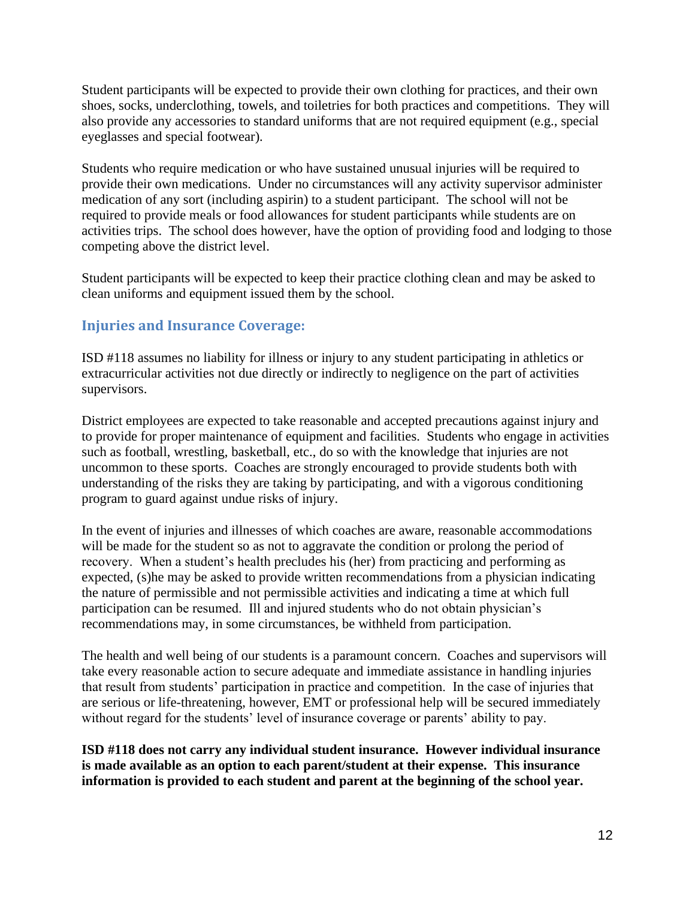Student participants will be expected to provide their own clothing for practices, and their own shoes, socks, underclothing, towels, and toiletries for both practices and competitions. They will also provide any accessories to standard uniforms that are not required equipment (e.g., special eyeglasses and special footwear).

Students who require medication or who have sustained unusual injuries will be required to provide their own medications. Under no circumstances will any activity supervisor administer medication of any sort (including aspirin) to a student participant. The school will not be required to provide meals or food allowances for student participants while students are on activities trips. The school does however, have the option of providing food and lodging to those competing above the district level.

Student participants will be expected to keep their practice clothing clean and may be asked to clean uniforms and equipment issued them by the school.

## Injuries and Insurance Coverage:

ISD #118 assumes no liability for illness or injury to any student participating in athletics or extracurricular activities not due directly or indirectly to negligence on the part of activities supervisors.

District employees are expected to take reasonable and accepted precautions against injury and to provide for proper maintenance of equipment and facilities. Students who engage in activities such as football, wrestling, basketball, etc., do so with the knowledge that injuries are not uncommon to these sports. Coaches are strongly encouraged to provide students both with understanding of the risks they are taking by participating, and with a vigorous conditioning program to guard against undue risks of injury.

In the event of injuries and illnesses of which coaches are aware, reasonable accommodations will be made for the student so as not to aggravate the condition or prolong the period of recovery. When a student's health precludes his (her) from practicing and performing as expected, (s)he may be asked to provide written recommendations from a physician indicating the nature of permissible and not permissible activities and indicating a time at which full participation can be resumed. Ill and injured students who do not obtain physician's recommendations may, in some circumstances, be withheld from participation.

The health and well being of our students is a paramount concern. Coaches and supervisors will take every reasonable action to secure adequate and immediate assistance in handling injuries that result from students' participation in practice and competition. In the case of injuries that are serious or life-threatening, however, EMT or professional help will be secured immediately without regard for the students' level of insurance coverage or parents' ability to pay.

**ISD #118 does not carry any individual student insurance. However individual insurance is made available as an option to each parent/student at their expense. This insurance information is provided to each student and parent at the beginning of the school year.**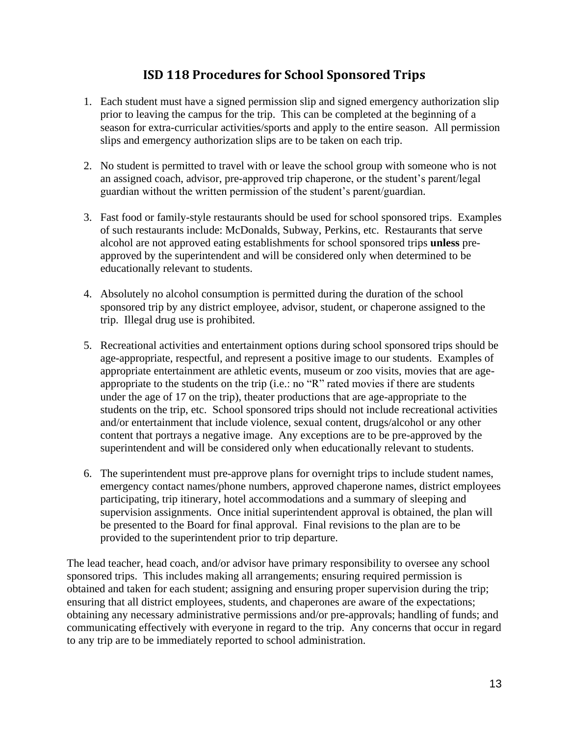## ISD 118 Procedures for School Sponsored Trips

1. Each student must have a signed permission slip and signed emergency authorization slip prior to leaving the campus for the trip. This can be completed at the beginning of a season for extra-curricular activities/sports and apply to the entire season. All permission slips and emergency authorization slips are to be taken on each trip.

2. No student is permitted to travel with or leave the school group with someone who is not an assigned coach, advisor, pre-approved trip chaperone, or the student's parent/legal guardian without the written permission of the student's parent/guardian.

3. Fast food or family-style restaurants should be used for school sponsored trips. Examples of such restaurants include: McDonalds, Subway, Perkins, etc. Restaurants that serve alcohol are not approved eating establishments for school sponsored trips **unless** pre-approved by the superintendent and will be considered only when determined to be educationally relevant to students.

4. Absolutely no alcohol consumption is permitted during the duration of the school sponsored trip by any district employee, advisor, student, or chaperone assigned to the trip. Illegal drug use is prohibited.

5. Recreational activities and entertainment options during school sponsored trips should be age-appropriate, respectful, and represent a positive image to our students. Examples of appropriate entertainment are athletic events, museum or zoo visits, movies that are age-appropriate to the students on the trip (i.e.: no "R" rated movies if there are students under the age of 17 on the trip), theater productions that are age-appropriate to the students on the trip, etc. School sponsored trips should not include recreational activities and/or entertainment that include violence, sexual content, drugs/alcohol or any other content that portrays a negative image. Any exceptions are to be pre-approved by the superintendent and will be considered only when educationally relevant to students.

6. The superintendent must pre-approve plans for overnight trips to include student names, emergency contact names/phone numbers, approved chaperone names, district employees participating, trip itinerary, hotel accommodations and a summary of sleeping and supervision assignments. Once initial superintendent approval is obtained, the plan will be presented to the Board for final approval. Final revisions to the plan are to be provided to the superintendent prior to trip departure.

The lead teacher, head coach, and/or advisor have primary responsibility to oversee any school sponsored trips. This includes making all arrangements; ensuring required permission is obtained and taken for each student; assigning and ensuring proper supervision during the trip; ensuring that all district employees, students, and chaperones are aware of the expectations; obtaining any necessary administrative permissions and/or pre-approvals; handling of funds; and communicating effectively with everyone in regard to the trip. Any concerns that occur in regard to any trip are to be immediately reported to school administration.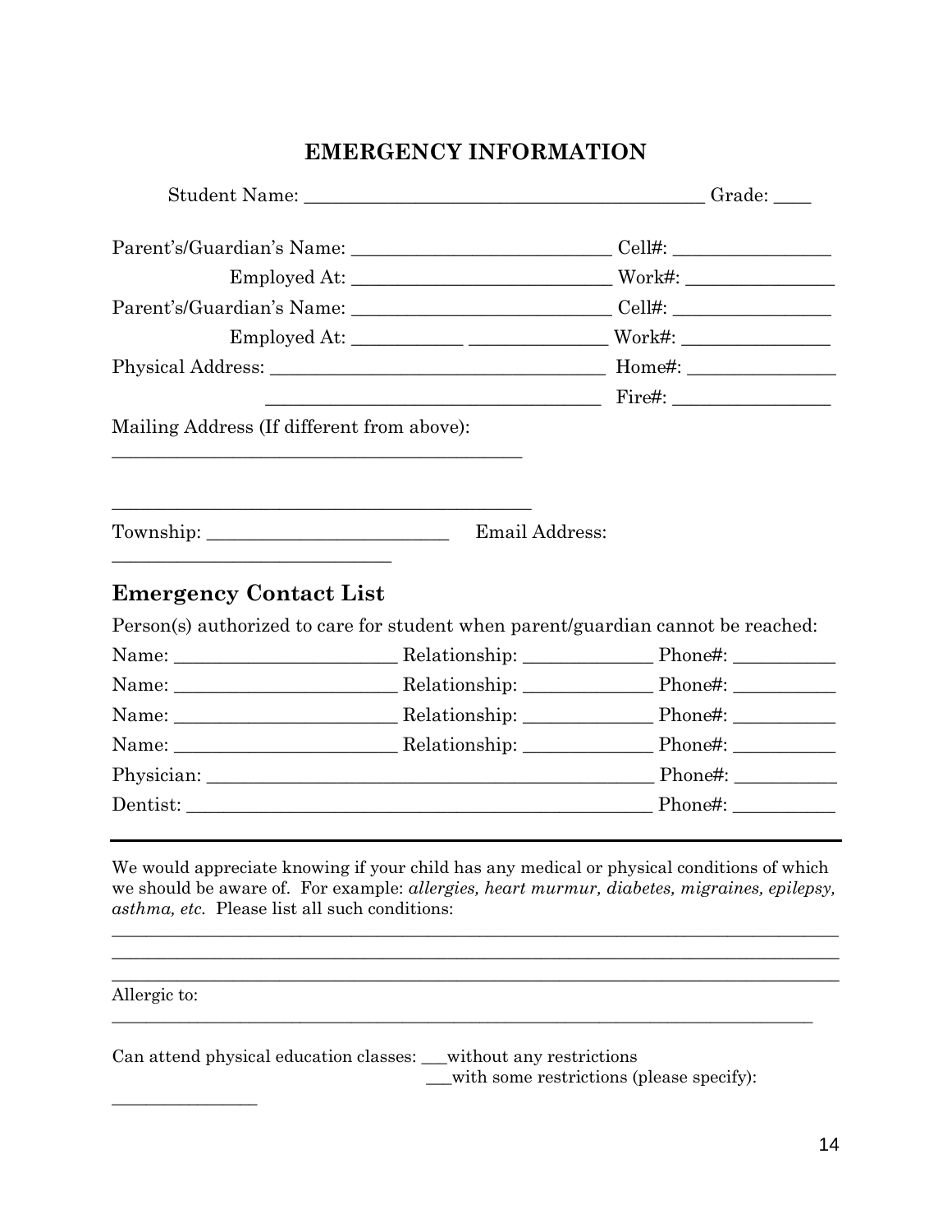## EMERGENCY INFORMATION

Student Name: ____________________________________________ Grade: ____

Parent's/Guardian's Name: ____________________________ Cell#: ________________

Employed At: ____________________________ Work#: _______________

Parent's/Guardian's Name: ____________________________ Cell#: ________________

Employed At: ___________ ______________ Work#: _______________

Physical Address: _____________________________________ Home#: _______________

_____________________________________ Fire#: ________________

Mailing Address (If different from above):

_____________________________________________

_____________________________________________

Township: __________________________ Email Address:

______________________________

### Emergency Contact List

Person(s) authorized to care for student when parent/guardian cannot be reached:

Name: ________________________ Relationship: ______________ Phone#: ___________

Name: ________________________ Relationship: ______________ Phone#: ___________

Name: ________________________ Relationship: ______________ Phone#: ___________

Name: ________________________ Relationship: ______________ Phone#: ___________

Physician: ________________________________________________ Phone#: ___________

Dentist: __________________________________________________ Phone#: ___________

---

We would appreciate knowing if your child has any medical or physical conditions of which we should be aware of. For example: *allergies, heart murmur, diabetes, migraines, epilepsy, asthma, etc.* Please list all such conditions:

_______________________________________________________________________________

_______________________________________________________________________________

_______________________________________________________________________________

Allergic to:

_______________________________________________________________________________

Can attend physical education classes: ___without any restrictions

___with some restrictions (please specify):

________________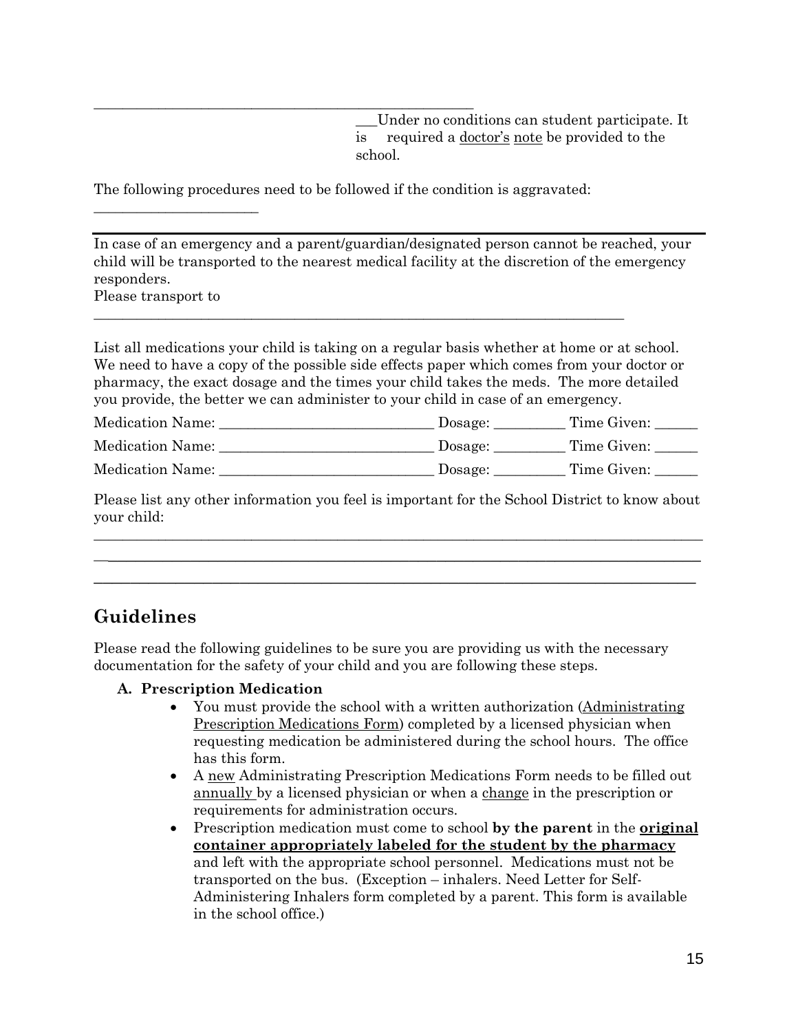\_\_\_\_\_\_\_\_\_\_\_\_\_\_\_\_\_\_\_\_\_\_\_\_\_\_\_\_\_\_\_\_\_\_\_\_\_\_\_\_\_\_\_\_\_\_\_\_\_\_\_\_\_\_

\_\_\_Under no conditions can student participate. It is required a doctor's note be provided to the school.

The following procedures need to be followed if the condition is aggravated:

\_\_\_\_\_\_\_\_\_\_\_\_\_\_\_\_\_\_\_\_\_\_\_

In case of an emergency and a parent/guardian/designated person cannot be reached, your child will be transported to the nearest medical facility at the discretion of the emergency responders.

Please transport to

\_\_\_\_\_\_\_\_\_\_\_\_\_\_\_\_\_\_\_\_\_\_\_\_\_\_\_\_\_\_\_\_\_\_\_\_\_\_\_\_\_\_\_\_\_\_\_\_\_\_\_\_\_\_\_\_\_\_\_\_\_\_\_\_\_\_\_\_\_\_\_\_\_

List all medications your child is taking on a regular basis whether at home or at school. We need to have a copy of the possible side effects paper which comes from your doctor or pharmacy, the exact dosage and the times your child takes the meds. The more detailed you provide, the better we can administer to your child in case of an emergency.

Medication Name: \_\_\_\_\_\_\_\_\_\_\_\_\_\_\_\_\_\_\_\_\_\_\_\_\_\_\_\_\_ Dosage: \_\_\_\_\_\_\_\_\_\_ Time Given: \_\_\_\_\_\_

Medication Name: \_\_\_\_\_\_\_\_\_\_\_\_\_\_\_\_\_\_\_\_\_\_\_\_\_\_\_\_\_ Dosage: \_\_\_\_\_\_\_\_\_\_ Time Given: \_\_\_\_\_\_

Medication Name: \_\_\_\_\_\_\_\_\_\_\_\_\_\_\_\_\_\_\_\_\_\_\_\_\_\_\_\_\_ Dosage: \_\_\_\_\_\_\_\_\_\_ Time Given: \_\_\_\_\_\_

Please list any other information you feel is important for the School District to know about your child:

\_\_\_\_\_\_\_\_\_\_\_\_\_\_\_\_\_\_\_\_\_\_\_\_\_\_\_\_\_\_\_\_\_\_\_\_\_\_\_\_\_\_\_\_\_\_\_\_\_\_\_\_\_\_\_\_\_\_\_\_\_\_\_\_\_\_\_\_\_\_\_\_\_\_\_\_\_\_\_\_\_\_\_\_

\_\_\_\_\_\_\_\_\_\_\_\_\_\_\_\_\_\_\_\_\_\_\_\_\_\_\_\_\_\_\_\_\_\_\_\_\_\_\_\_\_\_\_\_\_\_\_\_\_\_\_\_\_\_\_\_\_\_\_\_\_\_\_\_\_\_\_\_\_\_\_\_\_\_\_\_\_\_\_\_\_\_\_\_

\_\_\_\_\_\_\_\_\_\_\_\_\_\_\_\_\_\_\_\_\_\_\_\_\_\_\_\_\_\_\_\_\_\_\_\_\_\_\_\_\_\_\_\_\_\_\_\_\_\_\_\_\_\_\_\_\_\_\_\_\_\_\_\_\_\_\_\_\_\_\_\_\_\_\_\_\_\_\_\_\_\_\_\_

## Guidelines

Please read the following guidelines to be sure you are providing us with the necessary documentation for the safety of your child and you are following these steps.

**A. Prescription Medication**

- You must provide the school with a written authorization (Administrating Prescription Medications Form) completed by a licensed physician when requesting medication be administered during the school hours. The office has this form.
- A new Administrating Prescription Medications Form needs to be filled out annually by a licensed physician or when a change in the prescription or requirements for administration occurs.
- Prescription medication must come to school **by the parent** in the **original container appropriately labeled for the student by the pharmacy** and left with the appropriate school personnel. Medications must not be transported on the bus. (Exception – inhalers. Need Letter for Self-Administering Inhalers form completed by a parent. This form is available in the school office.)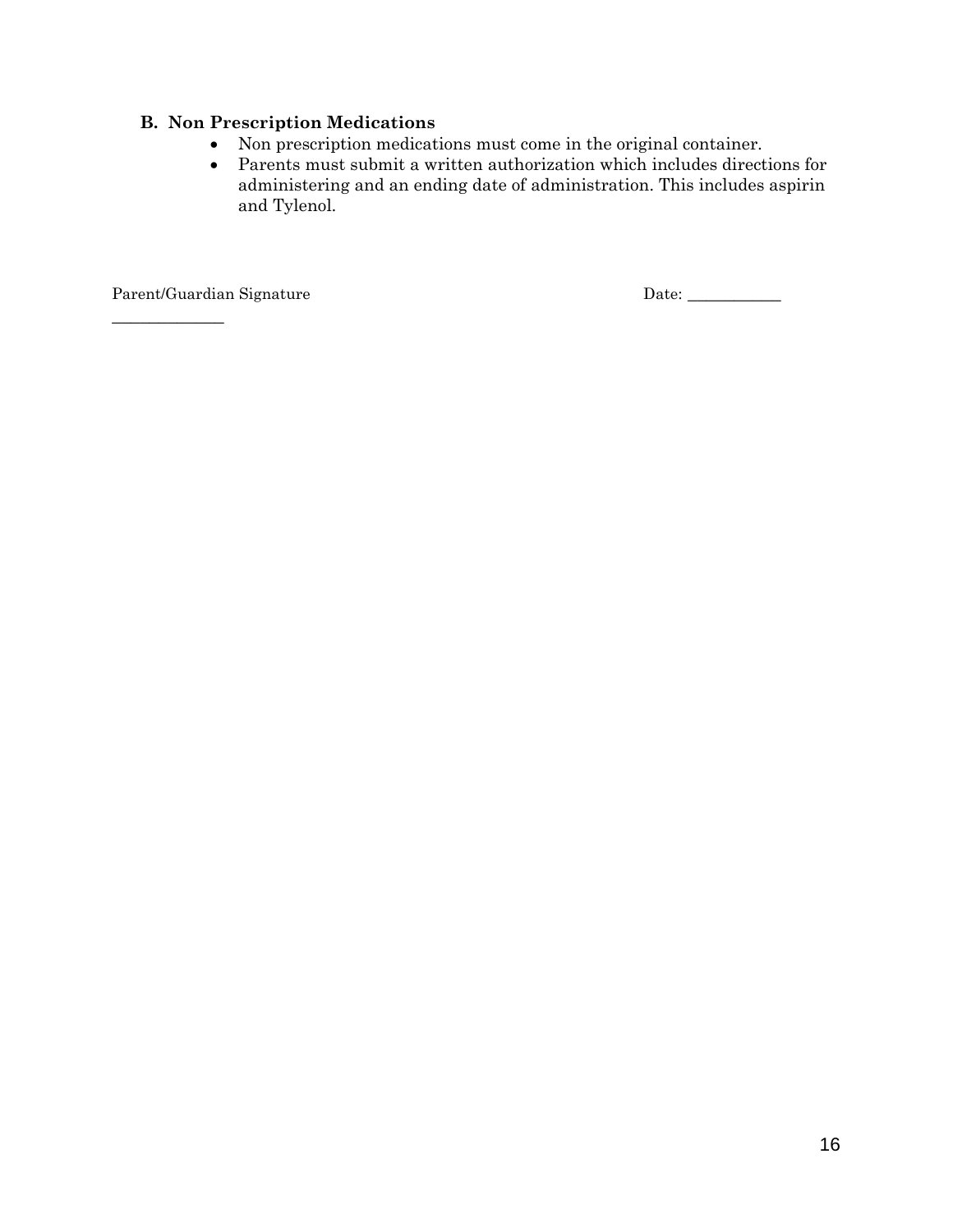### B. Non Prescription Medications

- Non prescription medications must come in the original container.
- Parents must submit a written authorization which includes directions for administering and an ending date of administration. This includes aspirin and Tylenol.

Parent/Guardian Signature ______________ Date: ____________